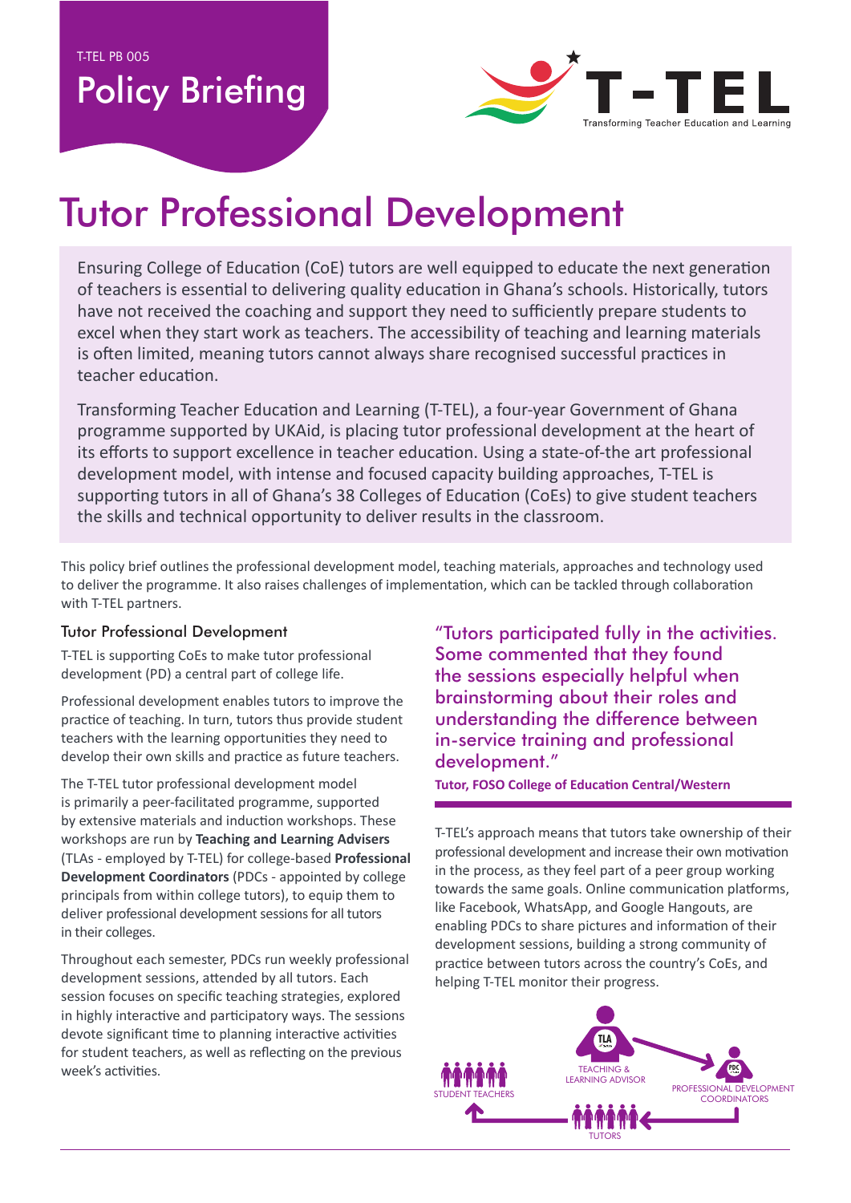T-TEL PB 005

# Policy Briefing

T-TEL — Transforming Teacher Education and Learning

# Tutor Professional Development

Ensuring College of Education (CoE) tutors are well equipped to educate the next generation of teachers is essential to delivering quality education in Ghana's schools. Historically, tutors have not received the coaching and support they need to sufficiently prepare students to excel when they start work as teachers. The accessibility of teaching and learning materials is often limited, meaning tutors cannot always share recognised successful practices in teacher education.

Transforming Teacher Education and Learning (T-TEL), a four-year Government of Ghana programme supported by UKAid, is placing tutor professional development at the heart of its efforts to support excellence in teacher education. Using a state-of-the art professional development model, with intense and focused capacity building approaches, T-TEL is supporting tutors in all of Ghana's 38 Colleges of Education (CoEs) to give student teachers the skills and technical opportunity to deliver results in the classroom.

This policy brief outlines the professional development model, teaching materials, approaches and technology used to deliver the programme. It also raises challenges of implementation, which can be tackled through collaboration with T-TEL partners.

## Tutor Professional Development

T-TEL is supporting CoEs to make tutor professional development (PD) a central part of college life.

Professional development enables tutors to improve the practice of teaching. In turn, tutors thus provide student teachers with the learning opportunities they need to develop their own skills and practice as future teachers.

The T-TEL tutor professional development model is primarily a peer-facilitated programme, supported by extensive materials and induction workshops. These workshops are run by **Teaching and Learning Advisers** (TLAs - employed by T-TEL) for college-based **Professional Development Coordinators** (PDCs - appointed by college principals from within college tutors), to equip them to deliver professional development sessions for all tutors in their colleges.

Throughout each semester, PDCs run weekly professional development sessions, attended by all tutors. Each session focuses on specific teaching strategies, explored in highly interactive and participatory ways. The sessions devote significant time to planning interactive activities for student teachers, as well as reflecting on the previous week's activities.

> "Tutors participated fully in the activities. Some commented that they found the sessions especially helpful when brainstorming about their roles and understanding the difference between in-service training and professional development."
>
> **Tutor, FOSO College of Education Central/Western**

T-TEL's approach means that tutors take ownership of their professional development and increase their own motivation in the process, as they feel part of a peer group working towards the same goals. Online communication platforms, like Facebook, WhatsApp, and Google Hangouts, are enabling PDCs to share pictures and information of their development sessions, building a strong community of practice between tutors across the country's CoEs, and helping T-TEL monitor their progress.

TEACHING & LEARNING ADVISOR → PROFESSIONAL DEVELOPMENT COORDINATORS → TUTORS → STUDENT TEACHERS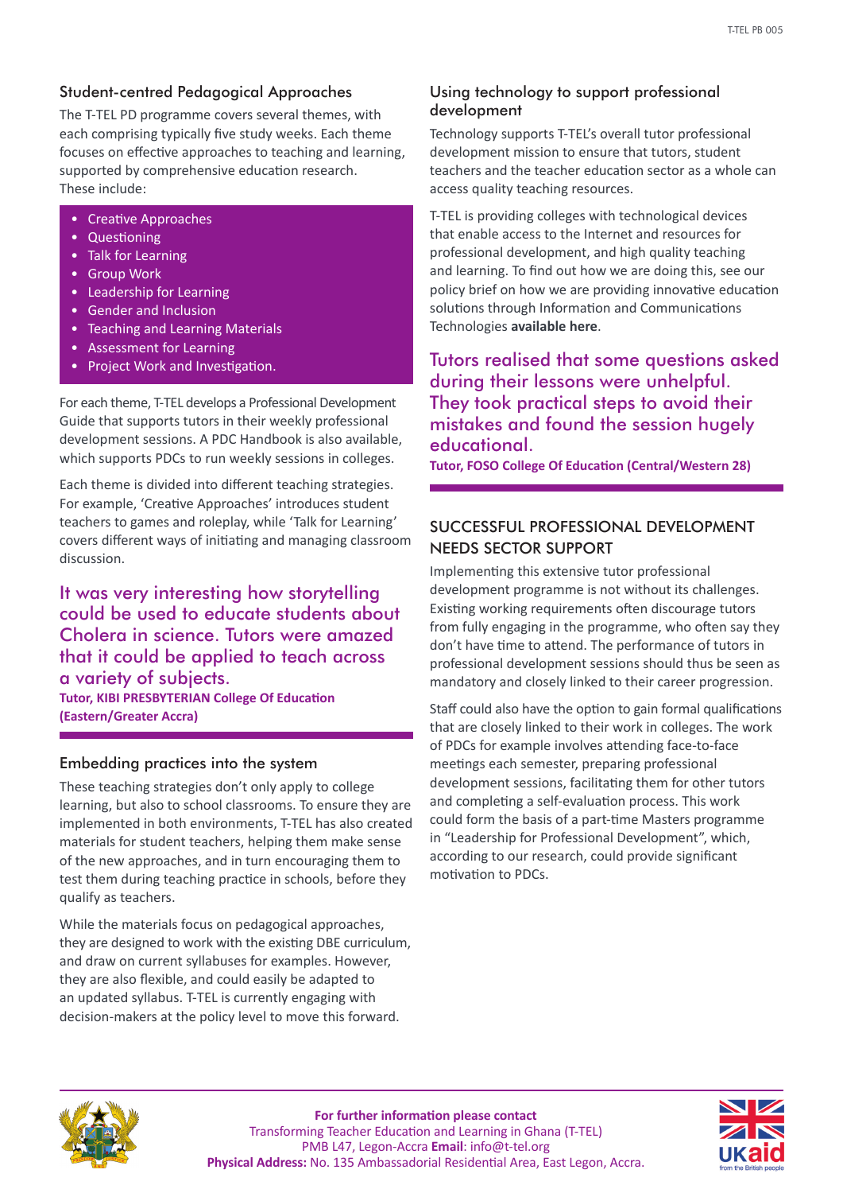## Student-centred Pedagogical Approaches

The T-TEL PD programme covers several themes, with each comprising typically five study weeks. Each theme focuses on effective approaches to teaching and learning, supported by comprehensive education research. These include:

- Creative Approaches
- Questioning
- Talk for Learning
- Group Work
- Leadership for Learning
- Gender and Inclusion
- Teaching and Learning Materials
- Assessment for Learning
- Project Work and Investigation.

For each theme, T-TEL develops a Professional Development Guide that supports tutors in their weekly professional development sessions. A PDC Handbook is also available, which supports PDCs to run weekly sessions in colleges.

Each theme is divided into different teaching strategies. For example, 'Creative Approaches' introduces student teachers to games and roleplay, while 'Talk for Learning' covers different ways of initiating and managing classroom discussion.

It was very interesting how storytelling could be used to educate students about Cholera in science. Tutors were amazed that it could be applied to teach across a variety of subjects.

**Tutor, KIBI PRESBYTERIAN College Of Education (Eastern/Greater Accra)**

## Embedding practices into the system

These teaching strategies don't only apply to college learning, but also to school classrooms. To ensure they are implemented in both environments, T-TEL has also created materials for student teachers, helping them make sense of the new approaches, and in turn encouraging them to test them during teaching practice in schools, before they qualify as teachers.

While the materials focus on pedagogical approaches, they are designed to work with the existing DBE curriculum, and draw on current syllabuses for examples. However, they are also flexible, and could easily be adapted to an updated syllabus. T-TEL is currently engaging with decision-makers at the policy level to move this forward.

## Using technology to support professional development

Technology supports T-TEL's overall tutor professional development mission to ensure that tutors, student teachers and the teacher education sector as a whole can access quality teaching resources.

T-TEL is providing colleges with technological devices that enable access to the Internet and resources for professional development, and high quality teaching and learning. To find out how we are doing this, see our policy brief on how we are providing innovative education solutions through Information and Communications Technologies **available here**.

Tutors realised that some questions asked during their lessons were unhelpful. They took practical steps to avoid their mistakes and found the session hugely educational.

**Tutor, FOSO College Of Education (Central/Western 28)**

## SUCCESSFUL PROFESSIONAL DEVELOPMENT NEEDS SECTOR SUPPORT

Implementing this extensive tutor professional development programme is not without its challenges. Existing working requirements often discourage tutors from fully engaging in the programme, who often say they don't have time to attend. The performance of tutors in professional development sessions should thus be seen as mandatory and closely linked to their career progression.

Staff could also have the option to gain formal qualifications that are closely linked to their work in colleges. The work of PDCs for example involves attending face-to-face meetings each semester, preparing professional development sessions, facilitating them for other tutors and completing a self-evaluation process. This work could form the basis of a part-time Masters programme in "Leadership for Professional Development", which, according to our research, could provide significant motivation to PDCs.

**For further information please contact**
Transforming Teacher Education and Learning in Ghana (T-TEL)
PMB L47, Legon-Accra **Email**: info@t-tel.org
**Physical Address:** No. 135 Ambassadorial Residential Area, East Legon, Accra.